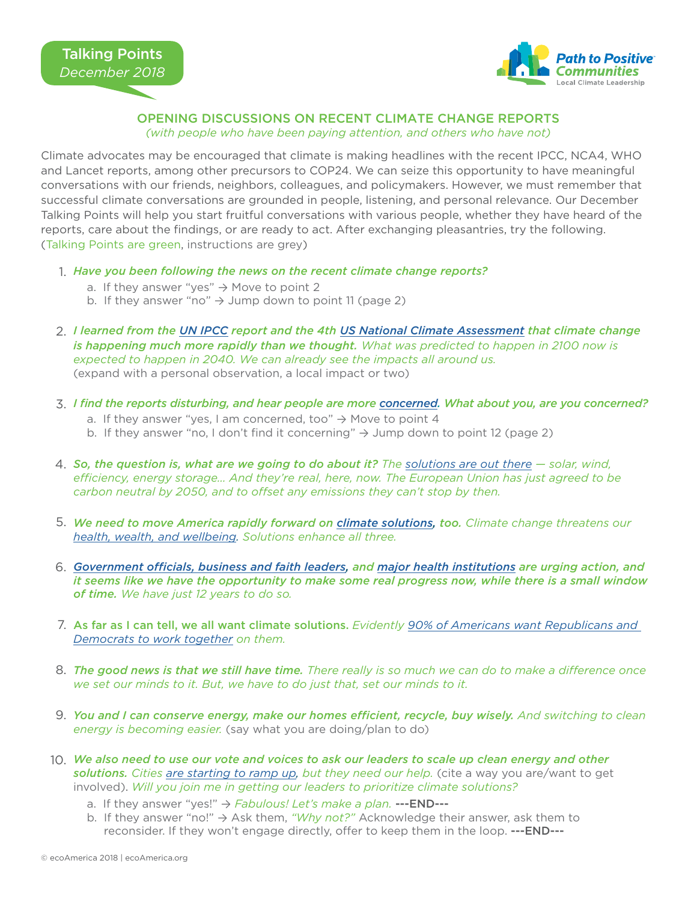Talking Points
*December 2018*

Path to Positive Communities
Local Climate Leadership

## OPENING DISCUSSIONS ON RECENT CLIMATE CHANGE REPORTS

*(with people who have been paying attention, and others who have not)*

Climate advocates may be encouraged that climate is making headlines with the recent IPCC, NCA4, WHO and Lancet reports, among other precursors to COP24. We can seize this opportunity to have meaningful conversations with our friends, neighbors, colleagues, and policymakers. However, we must remember that successful climate conversations are grounded in people, listening, and personal relevance. Our December Talking Points will help you start fruitful conversations with various people, whether they have heard of the reports, care about the findings, or are ready to act. After exchanging pleasantries, try the following. (Talking Points are green, instructions are grey)

1. ***Have you been following the news on the recent climate change reports?***
   a. If they answer "yes" → Move to point 2
   b. If they answer "no" → Jump down to point 11 (page 2)

2. ***I learned from the UN IPCC report and the 4th US National Climate Assessment that climate change is happening much more rapidly than we thought.*** *What was predicted to happen in 2100 now is expected to happen in 2040. We can already see the impacts all around us.* (expand with a personal observation, a local impact or two)

3. ***I find the reports disturbing, and hear people are more concerned. What about you, are you concerned?***
   a. If they answer "yes, I am concerned, too" → Move to point 4
   b. If they answer "no, I don't find it concerning" → Jump down to point 12 (page 2)

4. ***So, the question is, what are we going to do about it?*** *The solutions are out there — solar, wind, efficiency, energy storage... And they're real, here, now. The European Union has just agreed to be carbon neutral by 2050, and to offset any emissions they can't stop by then.*

5. ***We need to move America rapidly forward on climate solutions, too.*** *Climate change threatens our health, wealth, and wellbeing. Solutions enhance all three.*

6. ***Government officials, business and faith leaders, and major health institutions are urging action, and it seems like we have the opportunity to make some real progress now, while there is a small window of time.*** *We have just 12 years to do so.*

7. **As far as I can tell, we all want climate solutions.** *Evidently 90% of Americans want Republicans and Democrats to work together on them.*

8. ***The good news is that we still have time.*** *There really is so much we can do to make a difference once we set our minds to it. But, we have to do just that, set our minds to it.*

9. ***You and I can conserve energy, make our homes efficient, recycle, buy wisely.*** *And switching to clean energy is becoming easier.* (say what you are doing/plan to do)

10. ***We also need to use our vote and voices to ask our leaders to scale up clean energy and other solutions.*** *Cities are starting to ramp up, but they need our help.* (cite a way you are/want to get involved). *Will you join me in getting our leaders to prioritize climate solutions?*
    a. If they answer "yes!" → *Fabulous! Let's make a plan.* **---END---**
    b. If they answer "no!" → Ask them, *"Why not?"* Acknowledge their answer, ask them to reconsider. If they won't engage directly, offer to keep them in the loop. **---END---**

© ecoAmerica 2018 | ecoAmerica.org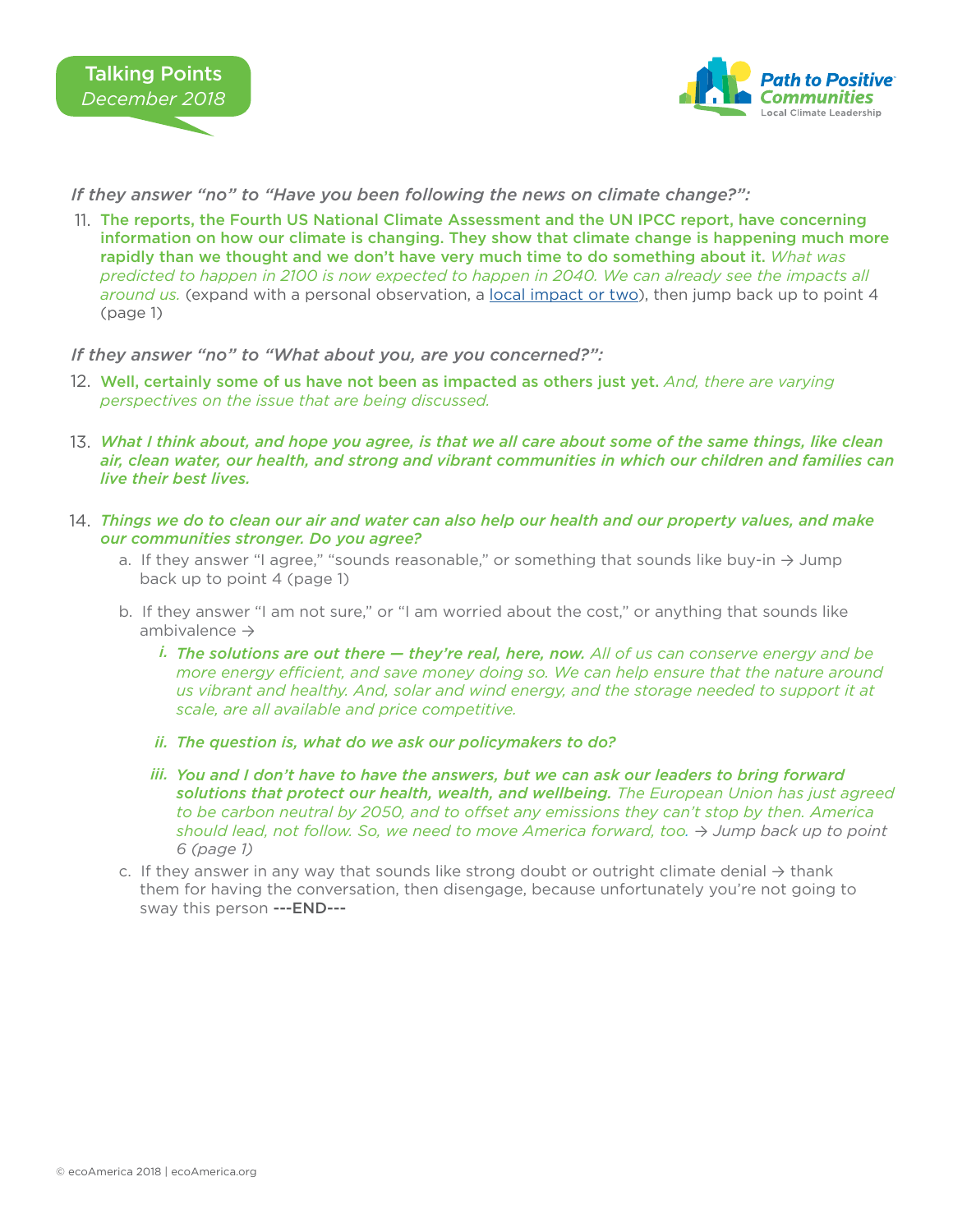Talking Points
*December 2018*

Path to Positive Communities
Local Climate Leadership

*If they answer "no" to "Have you been following the news on climate change?":*

11. **The reports, the Fourth US National Climate Assessment and the UN IPCC report, have concerning information on how our climate is changing. They show that climate change is happening much more rapidly than we thought and we don't have very much time to do something about it.** *What was predicted to happen in 2100 is now expected to happen in 2040. We can already see the impacts all around us.* (expand with a personal observation, a local impact or two), then jump back up to point 4 (page 1)

*If they answer "no" to "What about you, are you concerned?":*

12. **Well, certainly some of us have not been as impacted as others just yet.** *And, there are varying perspectives on the issue that are being discussed.*

13. ***What I think about, and hope you agree, is that we all care about some of the same things, like clean air, clean water, our health, and strong and vibrant communities in which our children and families can live their best lives.***

14. ***Things we do to clean our air and water can also help our health and our property values, and make our communities stronger. Do you agree?***
    a. If they answer "I agree," "sounds reasonable," or something that sounds like buy-in → Jump back up to point 4 (page 1)
    b. If they answer "I am not sure," or "I am worried about the cost," or anything that sounds like ambivalence →
        i. ***The solutions are out there — they're real, here, now.*** *All of us can conserve energy and be more energy efficient, and save money doing so. We can help ensure that the nature around us vibrant and healthy. And, solar and wind energy, and the storage needed to support it at scale, are all available and price competitive.*
        ii. ***The question is, what do we ask our policymakers to do?***
        iii. ***You and I don't have to have the answers, but we can ask our leaders to bring forward solutions that protect our health, wealth, and wellbeing.*** *The European Union has just agreed to be carbon neutral by 2050, and to offset any emissions they can't stop by then. America should lead, not follow. So, we need to move America forward, too. → Jump back up to point 6 (page 1)*
    c. If they answer in any way that sounds like strong doubt or outright climate denial → thank them for having the conversation, then disengage, because unfortunately you're not going to sway this person **---END---**

© ecoAmerica 2018 | ecoAmerica.org